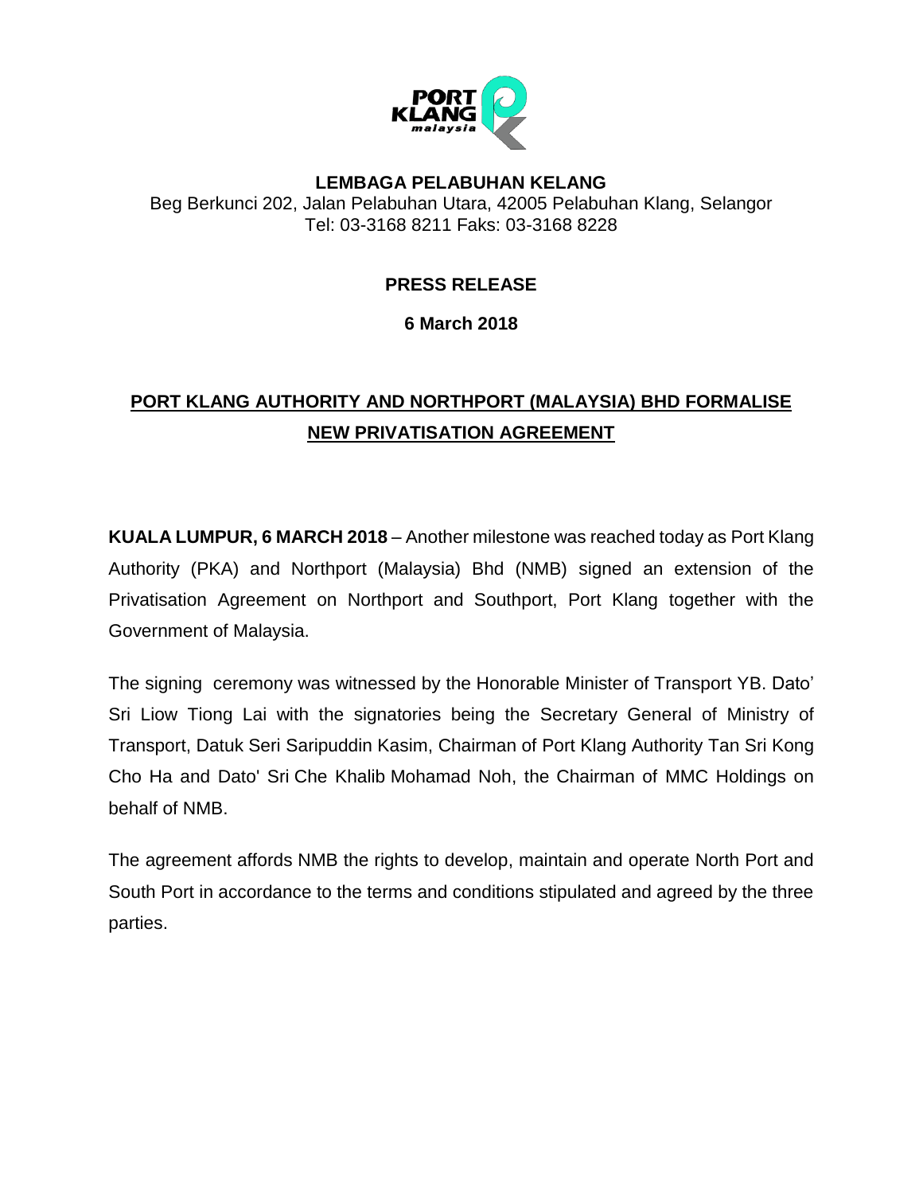**LEMBAGA PELABUHAN KELANG**

Beg Berkunci 202, Jalan Pelabuhan Utara, 42005 Pelabuhan Klang, Selangor

Tel: 03-3168 8211 Faks: 03-3168 8228

**PRESS RELEASE**

**6 March 2018**

# PORT KLANG AUTHORITY AND NORTHPORT (MALAYSIA) BHD FORMALISE NEW PRIVATISATION AGREEMENT

**KUALA LUMPUR, 6 MARCH 2018** – Another milestone was reached today as Port Klang Authority (PKA) and Northport (Malaysia) Bhd (NMB) signed an extension of the Privatisation Agreement on Northport and Southport, Port Klang together with the Government of Malaysia.

The signing ceremony was witnessed by the Honorable Minister of Transport YB. Dato' Sri Liow Tiong Lai with the signatories being the Secretary General of Ministry of Transport, Datuk Seri Saripuddin Kasim, Chairman of Port Klang Authority Tan Sri Kong Cho Ha and Dato' Sri Che Khalib Mohamad Noh, the Chairman of MMC Holdings on behalf of NMB.

The agreement affords NMB the rights to develop, maintain and operate North Port and South Port in accordance to the terms and conditions stipulated and agreed by the three parties.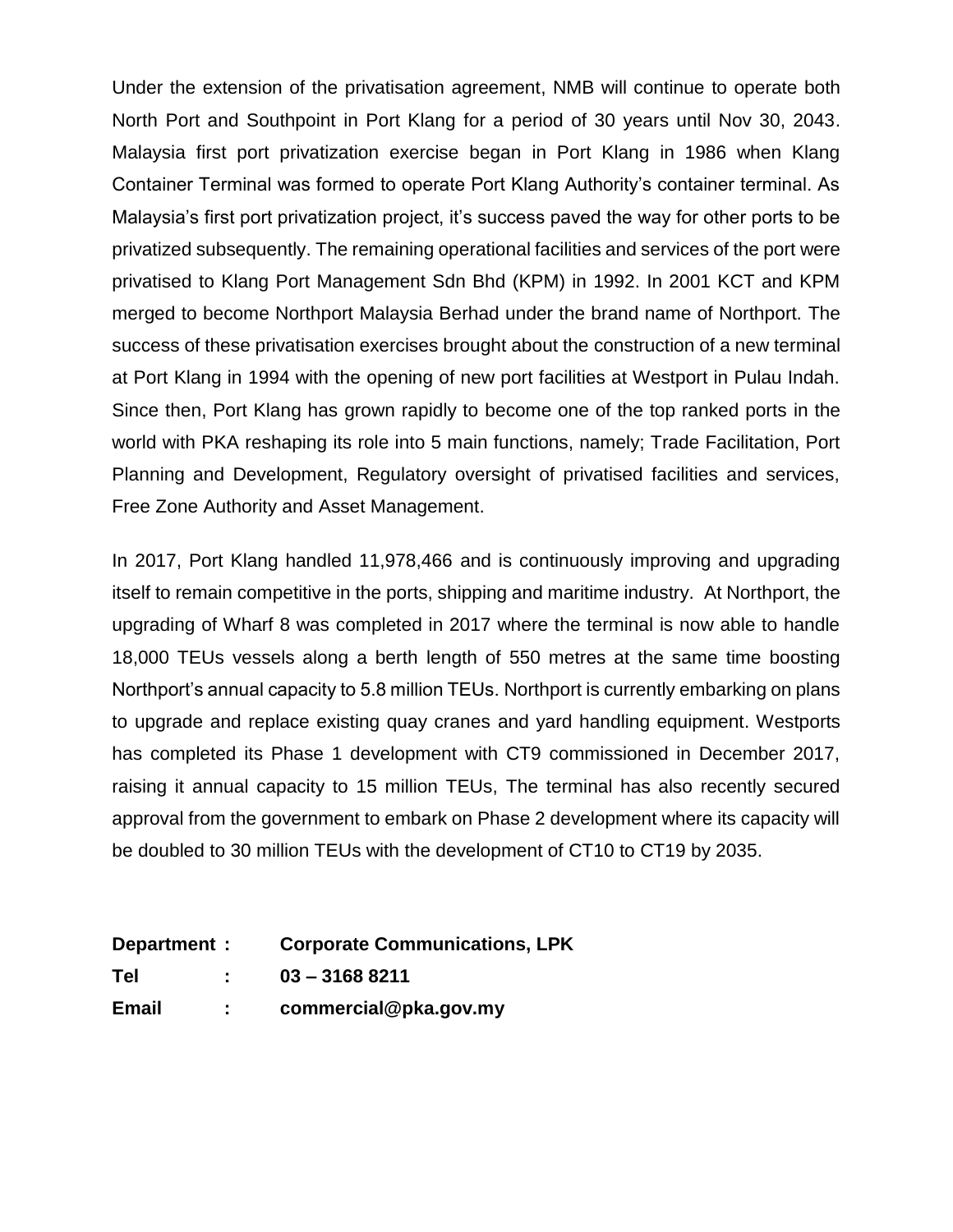Under the extension of the privatisation agreement, NMB will continue to operate both North Port and Southpoint in Port Klang for a period of 30 years until Nov 30, 2043. Malaysia first port privatization exercise began in Port Klang in 1986 when Klang Container Terminal was formed to operate Port Klang Authority's container terminal. As Malaysia's first port privatization project, it's success paved the way for other ports to be privatized subsequently. The remaining operational facilities and services of the port were privatised to Klang Port Management Sdn Bhd (KPM) in 1992. In 2001 KCT and KPM merged to become Northport Malaysia Berhad under the brand name of Northport. The success of these privatisation exercises brought about the construction of a new terminal at Port Klang in 1994 with the opening of new port facilities at Westport in Pulau Indah. Since then, Port Klang has grown rapidly to become one of the top ranked ports in the world with PKA reshaping its role into 5 main functions, namely; Trade Facilitation, Port Planning and Development, Regulatory oversight of privatised facilities and services, Free Zone Authority and Asset Management.

In 2017, Port Klang handled 11,978,466 and is continuously improving and upgrading itself to remain competitive in the ports, shipping and maritime industry. At Northport, the upgrading of Wharf 8 was completed in 2017 where the terminal is now able to handle 18,000 TEUs vessels along a berth length of 550 metres at the same time boosting Northport's annual capacity to 5.8 million TEUs. Northport is currently embarking on plans to upgrade and replace existing quay cranes and yard handling equipment. Westports has completed its Phase 1 development with CT9 commissioned in December 2017, raising it annual capacity to 15 million TEUs, The terminal has also recently secured approval from the government to embark on Phase 2 development where its capacity will be doubled to 30 million TEUs with the development of CT10 to CT19 by 2035.

**Department : Corporate Communications, LPK**

**Tel : 03 – 3168 8211**

**Email : commercial@pka.gov.my**